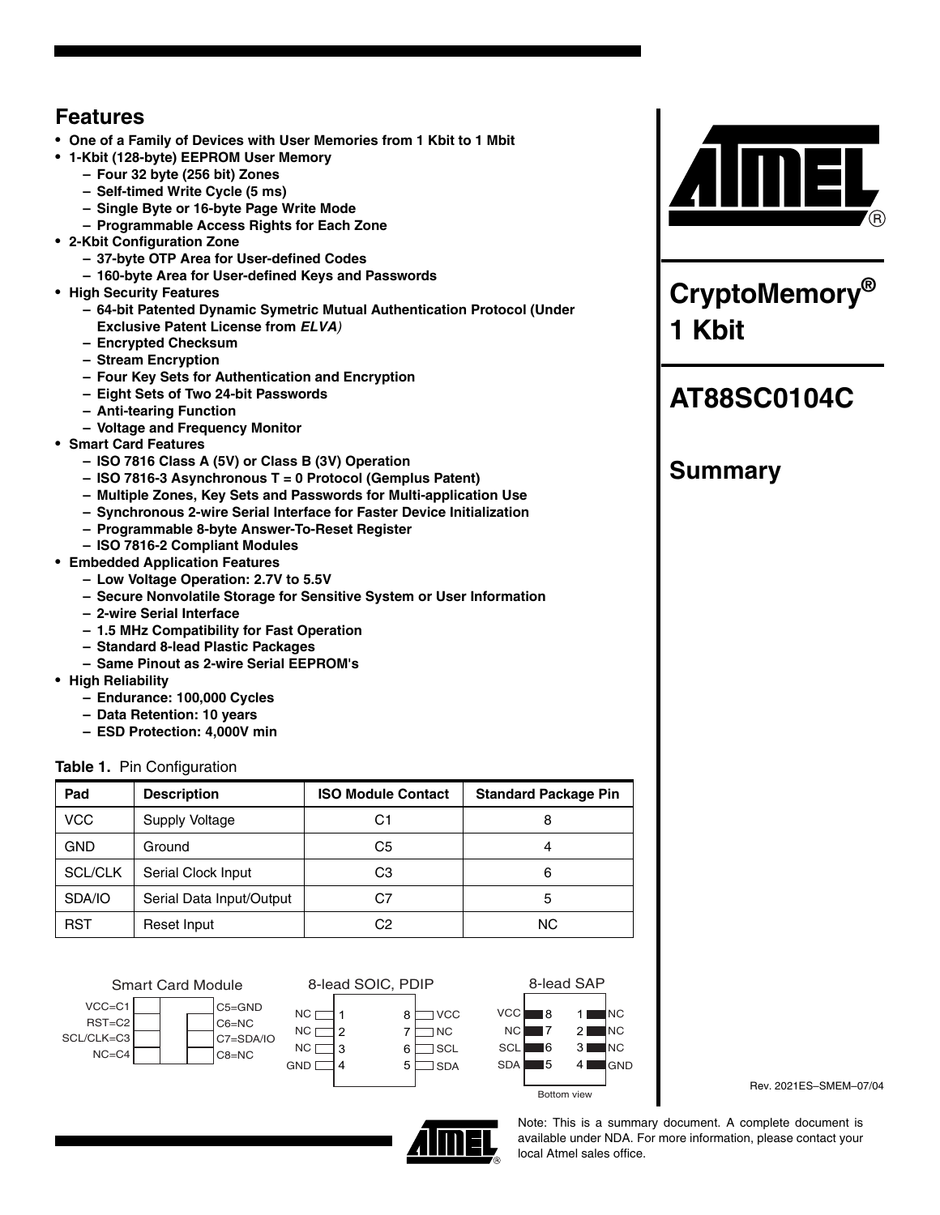## Features

- **One of a Family of Devices with User Memories from 1 Kbit to 1 Mbit**
- **1-Kbit (128-byte) EEPROM User Memory**
  - **Four 32 byte (256 bit) Zones**
  - **Self-timed Write Cycle (5 ms)**
  - **Single Byte or 16-byte Page Write Mode**
  - **Programmable Access Rights for Each Zone**
- **2-Kbit Configuration Zone**
  - **37-byte OTP Area for User-defined Codes**
  - **160-byte Area for User-defined Keys and Passwords**
- **High Security Features**
  - **64-bit Patented Dynamic Symetric Mutual Authentication Protocol (Under Exclusive Patent License from *ELVA)***
  - **Encrypted Checksum**
  - **Stream Encryption**
  - **Four Key Sets for Authentication and Encryption**
  - **Eight Sets of Two 24-bit Passwords**
  - **Anti-tearing Function**
  - **Voltage and Frequency Monitor**
- **Smart Card Features**
  - **ISO 7816 Class A (5V) or Class B (3V) Operation**
  - **ISO 7816-3 Asynchronous T = 0 Protocol (Gemplus Patent)**
  - **Multiple Zones, Key Sets and Passwords for Multi-application Use**
  - **Synchronous 2-wire Serial Interface for Faster Device Initialization**
  - **Programmable 8-byte Answer-To-Reset Register**
  - **ISO 7816-2 Compliant Modules**
- **Embedded Application Features**
  - **Low Voltage Operation: 2.7V to 5.5V**
  - **Secure Nonvolatile Storage for Sensitive System or User Information**
  - **2-wire Serial Interface**
  - **1.5 MHz Compatibility for Fast Operation**
  - **Standard 8-lead Plastic Packages**
  - **Same Pinout as 2-wire Serial EEPROM's**
- **High Reliability**
  - **Endurance: 100,000 Cycles**
  - **Data Retention: 10 years**
  - **ESD Protection: 4,000V min**

**Table 1.** Pin Configuration

| Pad | Description | ISO Module Contact | Standard Package Pin |
|---|---|---|---|
| VCC | Supply Voltage | C1 | 8 |
| GND | Ground | C5 | 4 |
| SCL/CLK | Serial Clock Input | C3 | 6 |
| SDA/IO | Serial Data Input/Output | C7 | 5 |
| RST | Reset Input | C2 | NC |

Smart Card Module

| Left | Right |
|---|---|
| VCC=C1 | C5=GND |
| RST=C2 | C6=NC |
| SCL/CLK=C3 | C7=SDA/IO |
| NC=C4 | C8=NC |

8-lead SOIC, PDIP

| Pin | Name | Pin | Name |
|---|---|---|---|
| 1 | NC | 8 | VCC |
| 2 | NC | 7 | NC |
| 3 | NC | 6 | SCL |
| 4 | GND | 5 | SDA |

8-lead SAP

| Name | Pin | Pin | Name |
|---|---|---|---|
| VCC | 8 | 1 | NC |
| NC | 7 | 2 | NC |
| SCL | 6 | 3 | NC |
| SDA | 5 | 4 | GND |

Bottom view

# CryptoMemory® 1 Kbit

# AT88SC0104C

## Summary

Rev. 2021ES–SMEM–07/04

Note: This is a summary document. A complete document is available under NDA. For more information, please contact your local Atmel sales office.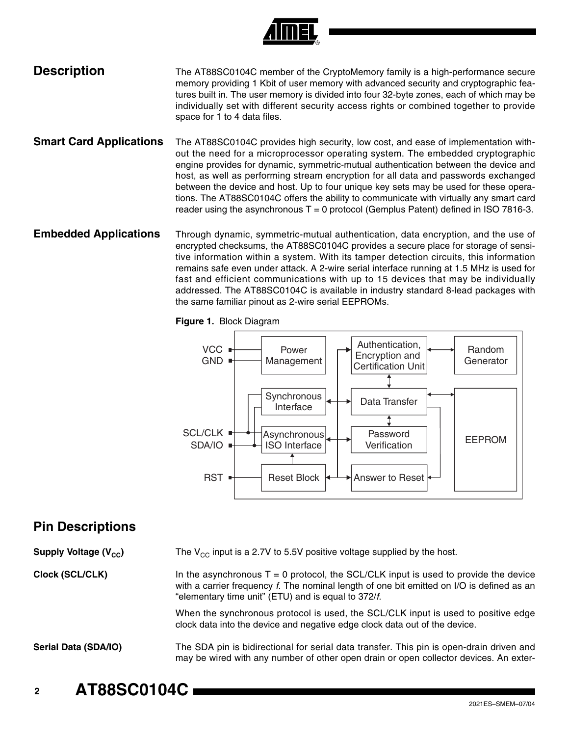## Description

The AT88SC0104C member of the CryptoMemory family is a high-performance secure memory providing 1 Kbit of user memory with advanced security and cryptographic features built in. The user memory is divided into four 32-byte zones, each of which may be individually set with different security access rights or combined together to provide space for 1 to 4 data files.

## Smart Card Applications

The AT88SC0104C provides high security, low cost, and ease of implementation without the need for a microprocessor operating system. The embedded cryptographic engine provides for dynamic, symmetric-mutual authentication between the device and host, as well as performing stream encryption for all data and passwords exchanged between the device and host. Up to four unique key sets may be used for these operations. The AT88SC0104C offers the ability to communicate with virtually any smart card reader using the asynchronous T = 0 protocol (Gemplus Patent) defined in ISO 7816-3.

## Embedded Applications

Through dynamic, symmetric-mutual authentication, data encryption, and the use of encrypted checksums, the AT88SC0104C provides a secure place for storage of sensitive information within a system. With its tamper detection circuits, this information remains safe even under attack. A 2-wire serial interface running at 1.5 MHz is used for fast and efficient communications with up to 15 devices that may be individually addressed. The AT88SC0104C is available in industry standard 8-lead packages with the same familiar pinout as 2-wire serial EEPROMs.

**Figure 1.** Block Diagram

## Pin Descriptions

**Supply Voltage ($V_{CC}$)**

The $V_{CC}$ input is a 2.7V to 5.5V positive voltage supplied by the host.

**Clock (SCL/CLK)**

In the asynchronous T = 0 protocol, the SCL/CLK input is used to provide the device with a carrier frequency *f*. The nominal length of one bit emitted on I/O is defined as an "elementary time unit" (ETU) and is equal to 372/*f*.

When the synchronous protocol is used, the SCL/CLK input is used to positive edge clock data into the device and negative edge clock data out of the device.

**Serial Data (SDA/IO)**

The SDA pin is bidirectional for serial data transfer. This pin is open-drain driven and may be wired with any number of other open drain or open collector devices. An exter-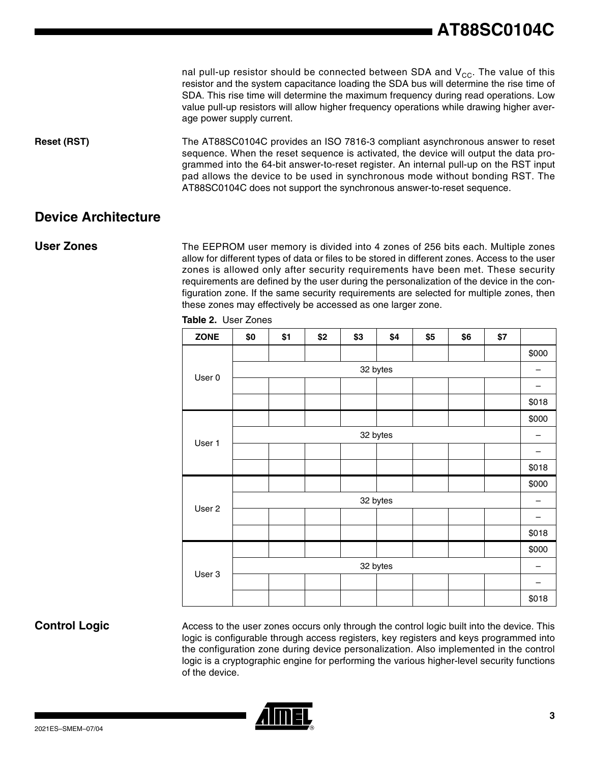nal pull-up resistor should be connected between SDA and $V_{CC}$. The value of this resistor and the system capacitance loading the SDA bus will determine the rise time of SDA. This rise time will determine the maximum frequency during read operations. Low value pull-up resistors will allow higher frequency operations while drawing higher average power supply current.

**Reset (RST)**

The AT88SC0104C provides an ISO 7816-3 compliant asynchronous answer to reset sequence. When the reset sequence is activated, the device will output the data programmed into the 64-bit answer-to-reset register. An internal pull-up on the RST input pad allows the device to be used in synchronous mode without bonding RST. The AT88SC0104C does not support the synchronous answer-to-reset sequence.

## Device Architecture

### User Zones

The EEPROM user memory is divided into 4 zones of 256 bits each. Multiple zones allow for different types of data or files to be stored in different zones. Access to the user zones is allowed only after security requirements have been met. These security requirements are defined by the user during the personalization of the device in the configuration zone. If the same security requirements are selected for multiple zones, then these zones may effectively be accessed as one larger zone.

**Table 2.** User Zones

| ZONE | $0 | $1 | $2 | $3 | $4 | $5 | $6 | $7 | |
|---|---|---|---|---|---|---|---|---|---|
| User 0 | | | | | | | | | $000 |
| | 32 bytes | | | | | | | | – |
| | | | | | | | | | – |
| | | | | | | | | | $018 |
| User 1 | | | | | | | | | $000 |
| | 32 bytes | | | | | | | | – |
| | | | | | | | | | – |
| | | | | | | | | | $018 |
| User 2 | | | | | | | | | $000 |
| | 32 bytes | | | | | | | | – |
| | | | | | | | | | – |
| | | | | | | | | | $018 |
| User 3 | | | | | | | | | $000 |
| | 32 bytes | | | | | | | | – |
| | | | | | | | | | – |
| | | | | | | | | | $018 |

### Control Logic

Access to the user zones occurs only through the control logic built into the device. This logic is configurable through access registers, key registers and keys programmed into the configuration zone during device personalization. Also implemented in the control logic is a cryptographic engine for performing the various higher-level security functions of the device.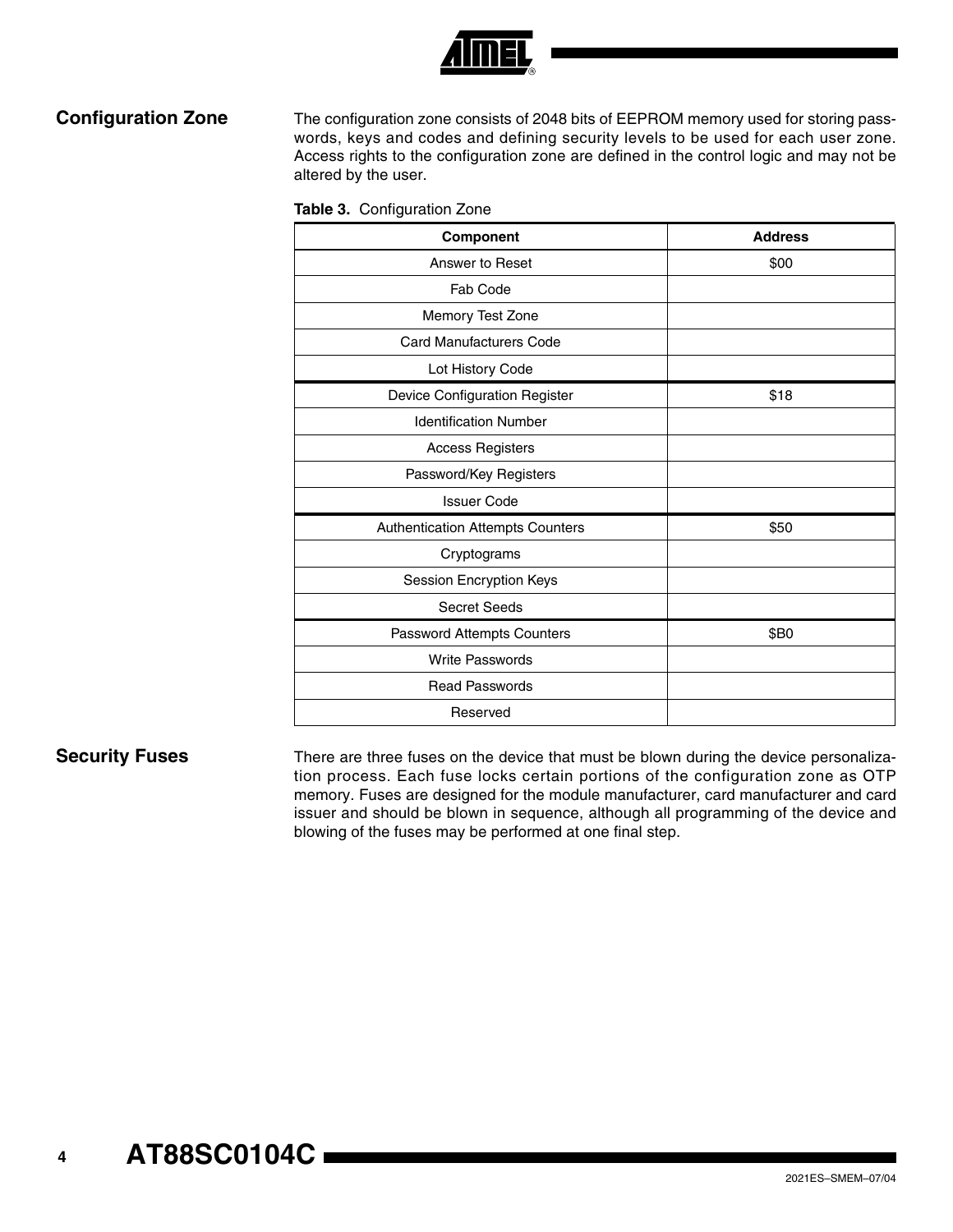## Configuration Zone

The configuration zone consists of 2048 bits of EEPROM memory used for storing passwords, keys and codes and defining security levels to be used for each user zone. Access rights to the configuration zone are defined in the control logic and may not be altered by the user.

**Table 3.** Configuration Zone

| Component | Address |
|---|---|
| Answer to Reset | $00 |
| Fab Code | |
| Memory Test Zone | |
| Card Manufacturers Code | |
| Lot History Code | |
| Device Configuration Register | $18 |
| Identification Number | |
| Access Registers | |
| Password/Key Registers | |
| Issuer Code | |
| Authentication Attempts Counters | $50 |
| Cryptograms | |
| Session Encryption Keys | |
| Secret Seeds | |
| Password Attempts Counters | $B0 |
| Write Passwords | |
| Read Passwords | |
| Reserved | |

## Security Fuses

There are three fuses on the device that must be blown during the device personalization process. Each fuse locks certain portions of the configuration zone as OTP memory. Fuses are designed for the module manufacturer, card manufacturer and card issuer and should be blown in sequence, although all programming of the device and blowing of the fuses may be performed at one final step.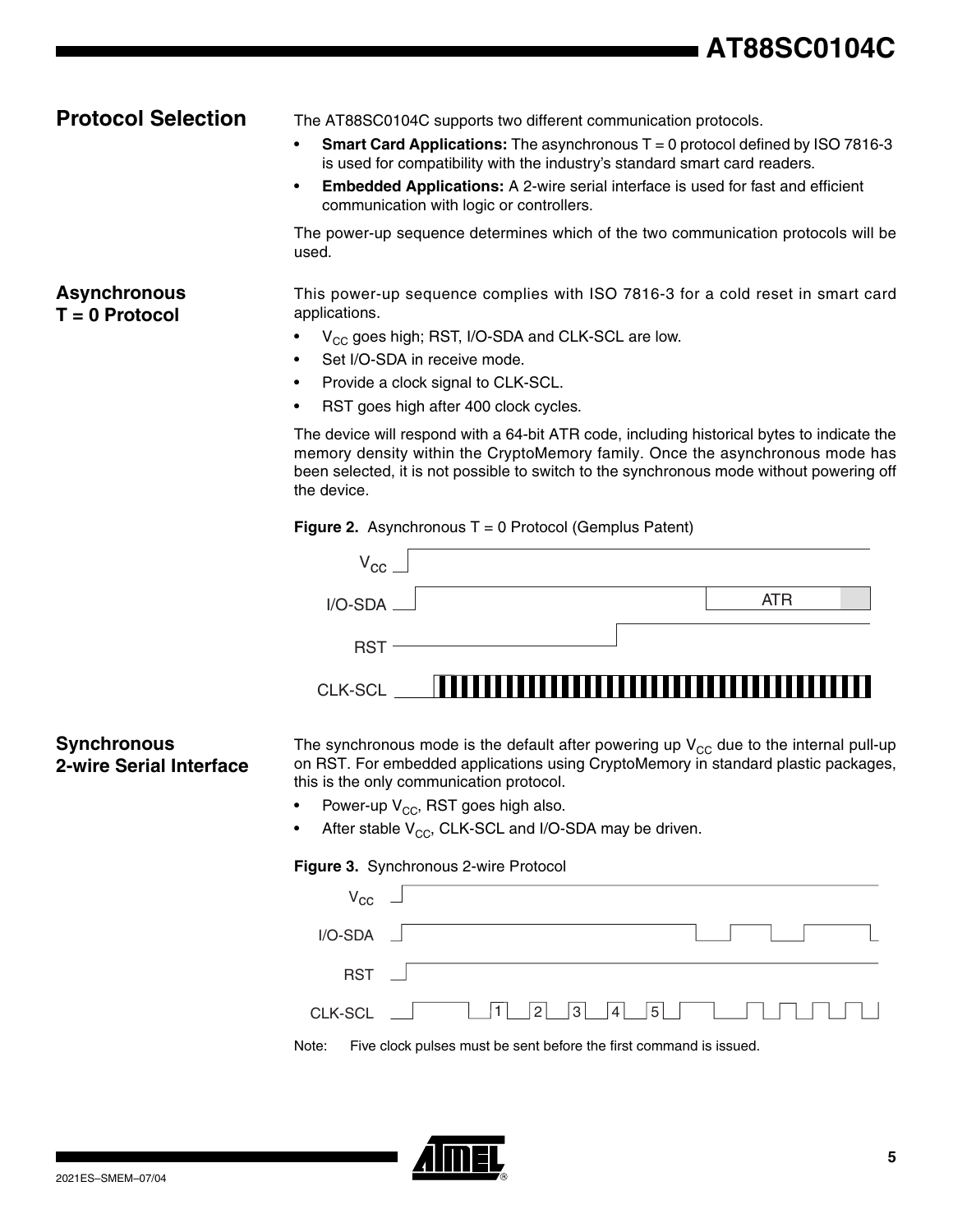## Protocol Selection

The AT88SC0104C supports two different communication protocols.

- **Smart Card Applications:** The asynchronous T = 0 protocol defined by ISO 7816-3 is used for compatibility with the industry's standard smart card readers.
- **Embedded Applications:** A 2-wire serial interface is used for fast and efficient communication with logic or controllers.

The power-up sequence determines which of the two communication protocols will be used.

## Asynchronous T = 0 Protocol

This power-up sequence complies with ISO 7816-3 for a cold reset in smart card applications.

- $V_{CC}$ goes high; RST, I/O-SDA and CLK-SCL are low.
- Set I/O-SDA in receive mode.
- Provide a clock signal to CLK-SCL.
- RST goes high after 400 clock cycles.

The device will respond with a 64-bit ATR code, including historical bytes to indicate the memory density within the CryptoMemory family. Once the asynchronous mode has been selected, it is not possible to switch to the synchronous mode without powering off the device.

**Figure 2.** Asynchronous T = 0 Protocol (Gemplus Patent)

## Synchronous 2-wire Serial Interface

The synchronous mode is the default after powering up $V_{CC}$ due to the internal pull-up on RST. For embedded applications using CryptoMemory in standard plastic packages, this is the only communication protocol.

- Power-up $V_{CC}$, RST goes high also.
- After stable $V_{CC}$, CLK-SCL and I/O-SDA may be driven.

**Figure 3.** Synchronous 2-wire Protocol

Note: Five clock pulses must be sent before the first command is issued.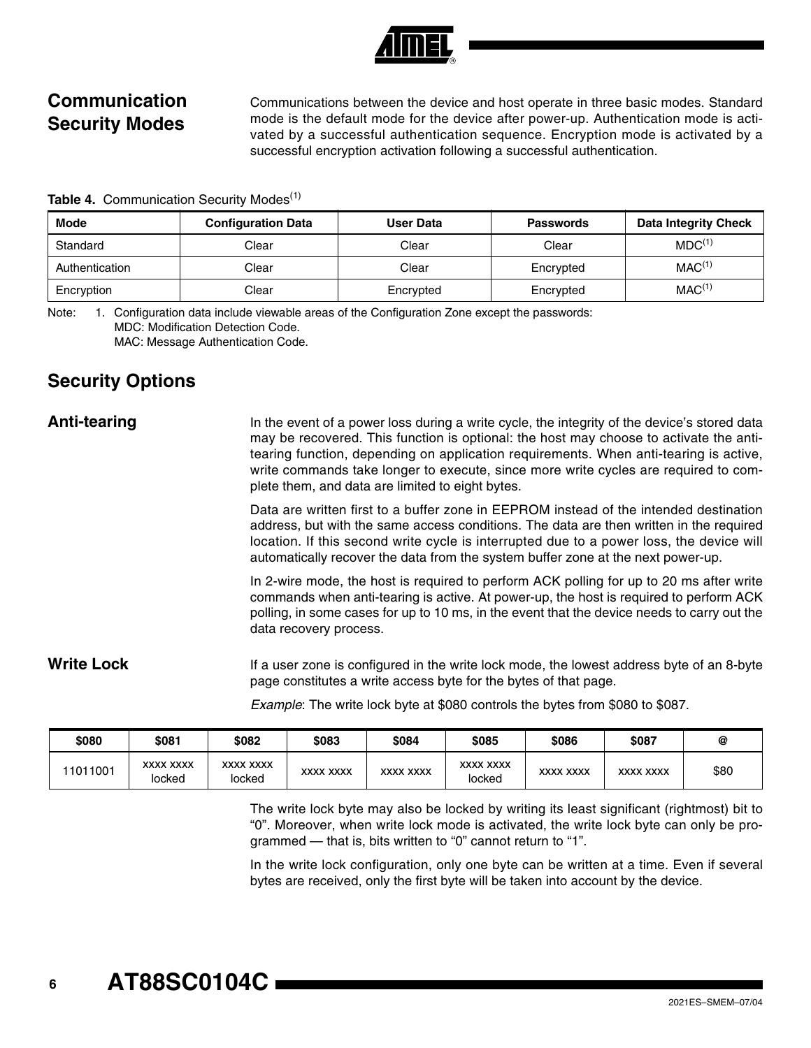## Communication Security Modes

Communications between the device and host operate in three basic modes. Standard mode is the default mode for the device after power-up. Authentication mode is activated by a successful authentication sequence. Encryption mode is activated by a successful encryption activation following a successful authentication.

**Table 4.** Communication Security Modes[1]

| Mode | Configuration Data | User Data | Passwords | Data Integrity Check |
|---|---|---|---|---|
| Standard | Clear | Clear | Clear | MDC[1] |
| Authentication | Clear | Clear | Encrypted | MAC[1] |
| Encryption | Clear | Encrypted | Encrypted | MAC[1] |

Note: 1. Configuration data include viewable areas of the Configuration Zone except the passwords:
MDC: Modification Detection Code.
MAC: Message Authentication Code.

## Security Options

### Anti-tearing

In the event of a power loss during a write cycle, the integrity of the device's stored data may be recovered. This function is optional: the host may choose to activate the anti-tearing function, depending on application requirements. When anti-tearing is active, write commands take longer to execute, since more write cycles are required to complete them, and data are limited to eight bytes.

Data are written first to a buffer zone in EEPROM instead of the intended destination address, but with the same access conditions. The data are then written in the required location. If this second write cycle is interrupted due to a power loss, the device will automatically recover the data from the system buffer zone at the next power-up.

In 2-wire mode, the host is required to perform ACK polling for up to 20 ms after write commands when anti-tearing is active. At power-up, the host is required to perform ACK polling, in some cases for up to 10 ms, in the event that the device needs to carry out the data recovery process.

### Write Lock

If a user zone is configured in the write lock mode, the lowest address byte of an 8-byte page constitutes a write access byte for the bytes of that page.

*Example*: The write lock byte at $080 controls the bytes from $080 to $087.

| $080 | $081 | $082 | $083 | $084 | $085 | $086 | $087 | @ |
|---|---|---|---|---|---|---|---|---|
| 11011001 | xxxx xxxx locked | xxxx xxxx locked | xxxx xxxx | xxxx xxxx | xxxx xxxx locked | xxxx xxxx | xxxx xxxx | $80 |

The write lock byte may also be locked by writing its least significant (rightmost) bit to "0". Moreover, when write lock mode is activated, the write lock byte can only be programmed — that is, bits written to "0" cannot return to "1".

In the write lock configuration, only one byte can be written at a time. Even if several bytes are received, only the first byte will be taken into account by the device.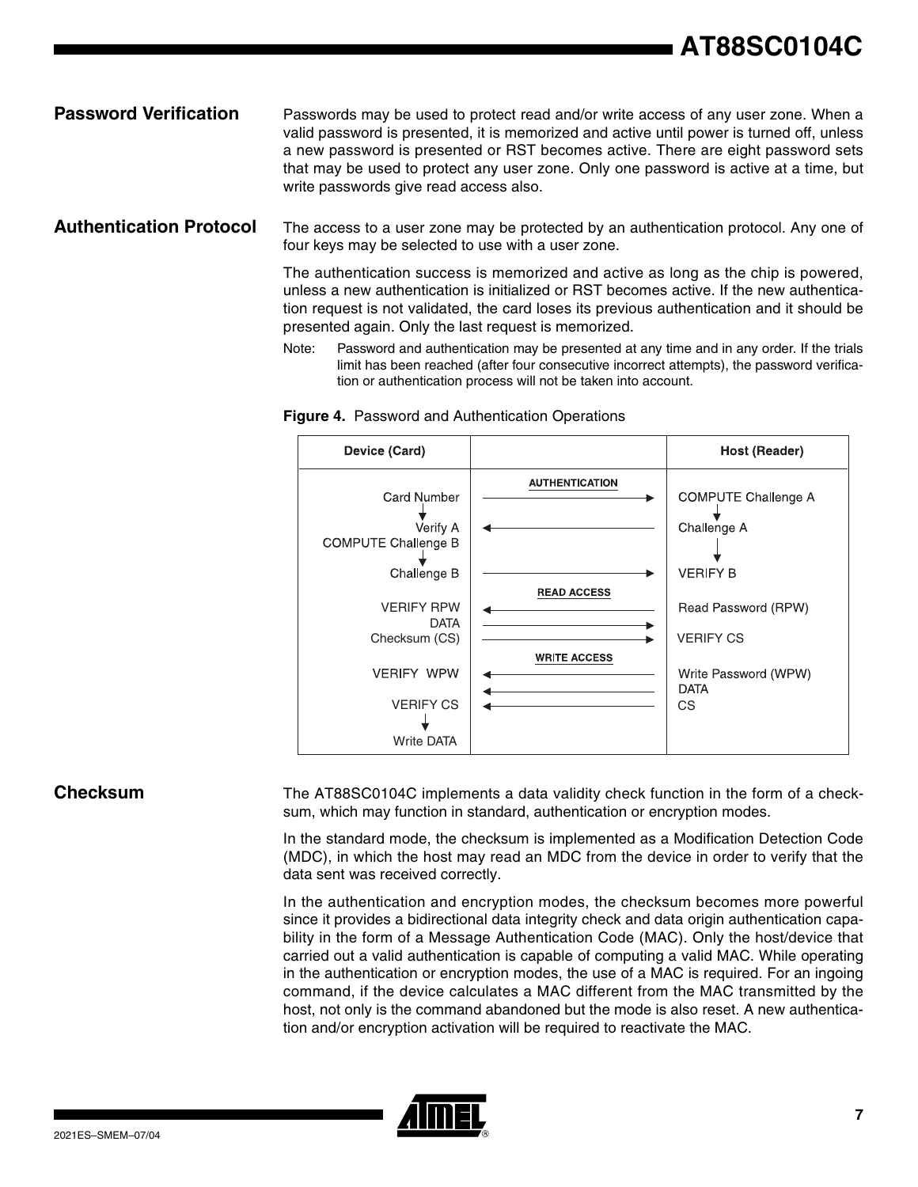## Password Verification

Passwords may be used to protect read and/or write access of any user zone. When a valid password is presented, it is memorized and active until power is turned off, unless a new password is presented or RST becomes active. There are eight password sets that may be used to protect any user zone. Only one password is active at a time, but write passwords give read access also.

## Authentication Protocol

The access to a user zone may be protected by an authentication protocol. Any one of four keys may be selected to use with a user zone.

The authentication success is memorized and active as long as the chip is powered, unless a new authentication is initialized or RST becomes active. If the new authentication request is not validated, the card loses its previous authentication and it should be presented again. Only the last request is memorized.

Note: Password and authentication may be presented at any time and in any order. If the trials limit has been reached (after four consecutive incorrect attempts), the password verification or authentication process will not be taken into account.

**Figure 4.** Password and Authentication Operations

| Device (Card) | | Host (Reader) |
|---|---|---|
| | **AUTHENTICATION** | |
| Card Number | → | COMPUTE Challenge A |
| Verify A<br>COMPUTE Challenge B | ← | Challenge A |
| Challenge B | → | VERIFY B |
| | **READ ACCESS** | |
| VERIFY RPW | ← | Read Password (RPW) |
| DATA | → | |
| Checksum (CS) | → | VERIFY CS |
| | **WRITE ACCESS** | |
| VERIFY WPW | ← | Write Password (WPW) |
| | ← | DATA |
| VERIFY CS | ← | CS |
| Write DATA | | |

## Checksum

The AT88SC0104C implements a data validity check function in the form of a checksum, which may function in standard, authentication or encryption modes.

In the standard mode, the checksum is implemented as a Modification Detection Code (MDC), in which the host may read an MDC from the device in order to verify that the data sent was received correctly.

In the authentication and encryption modes, the checksum becomes more powerful since it provides a bidirectional data integrity check and data origin authentication capability in the form of a Message Authentication Code (MAC). Only the host/device that carried out a valid authentication is capable of computing a valid MAC. While operating in the authentication or encryption modes, the use of a MAC is required. For an ingoing command, if the device calculates a MAC different from the MAC transmitted by the host, not only is the command abandoned but the mode is also reset. A new authentication and/or encryption activation will be required to reactivate the MAC.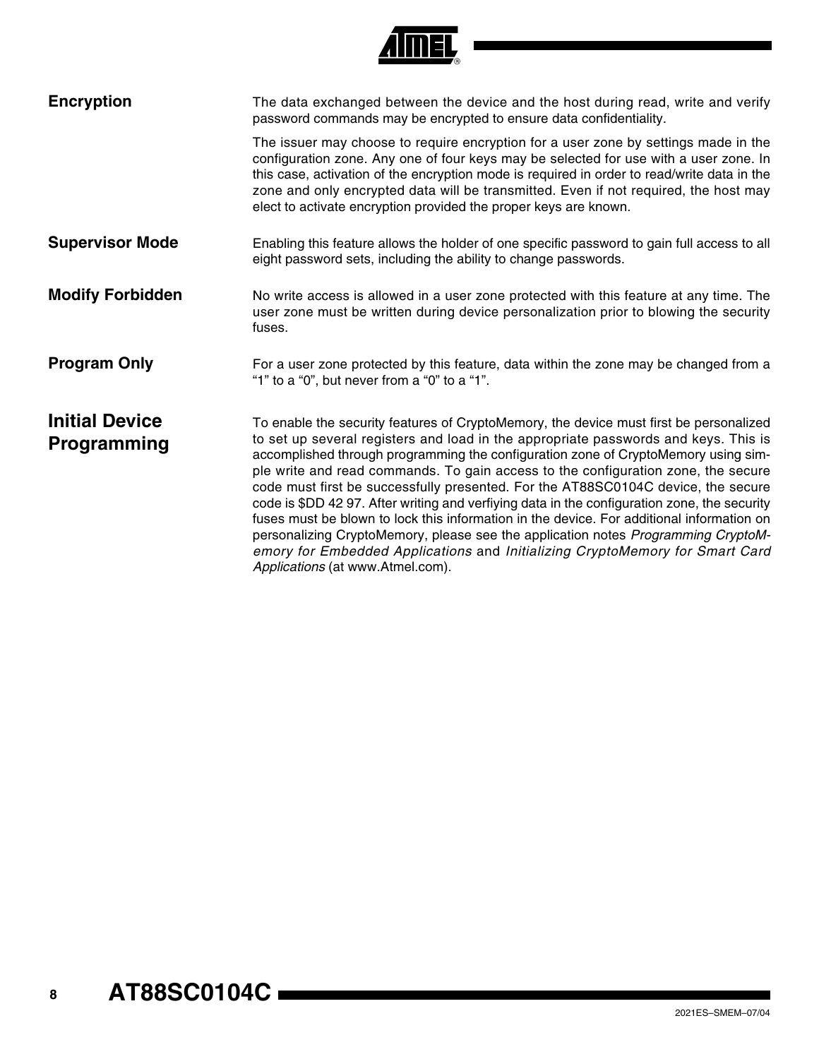## Encryption

The data exchanged between the device and the host during read, write and verify password commands may be encrypted to ensure data confidentiality.

The issuer may choose to require encryption for a user zone by settings made in the configuration zone. Any one of four keys may be selected for use with a user zone. In this case, activation of the encryption mode is required in order to read/write data in the zone and only encrypted data will be transmitted. Even if not required, the host may elect to activate encryption provided the proper keys are known.

## Supervisor Mode

Enabling this feature allows the holder of one specific password to gain full access to all eight password sets, including the ability to change passwords.

## Modify Forbidden

No write access is allowed in a user zone protected with this feature at any time. The user zone must be written during device personalization prior to blowing the security fuses.

## Program Only

For a user zone protected by this feature, data within the zone may be changed from a "1" to a "0", but never from a "0" to a "1".

# Initial Device Programming

To enable the security features of CryptoMemory, the device must first be personalized to set up several registers and load in the appropriate passwords and keys. This is accomplished through programming the configuration zone of CryptoMemory using simple write and read commands. To gain access to the configuration zone, the secure code must first be successfully presented. For the AT88SC0104C device, the secure code is $DD 42 97. After writing and verfiying data in the configuration zone, the security fuses must be blown to lock this information in the device. For additional information on personalizing CryptoMemory, please see the application notes *Programming CryptoMemory for Embedded Applications* and *Initializing CryptoMemory for Smart Card Applications* (at www.Atmel.com).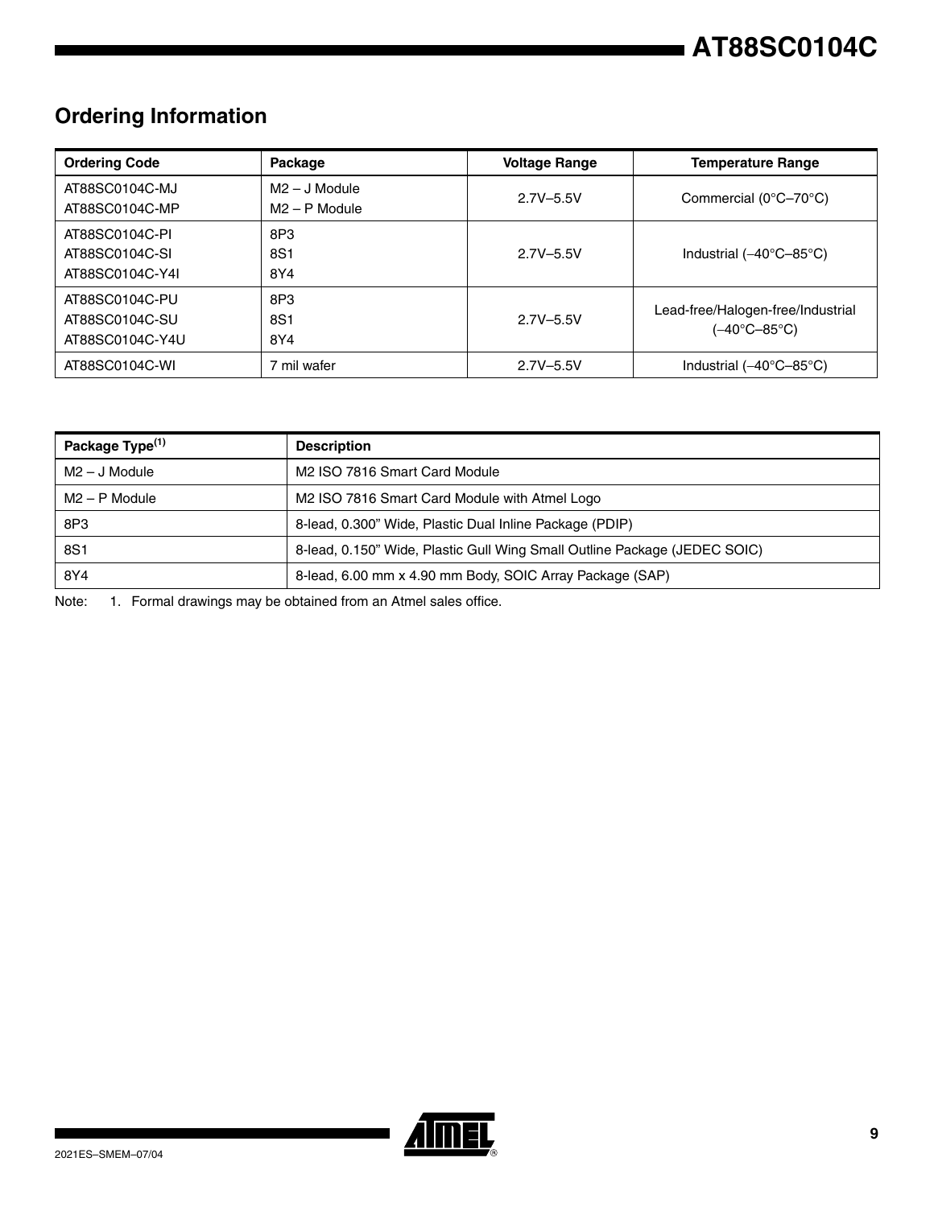## Ordering Information

| Ordering Code | Package | Voltage Range | Temperature Range |
|---|---|---|---|
| AT88SC0104C-MJ<br>AT88SC0104C-MP | M2 – J Module<br>M2 – P Module | 2.7V–5.5V | Commercial (0°C–70°C) |
| AT88SC0104C-PI<br>AT88SC0104C-SI<br>AT88SC0104C-Y4I | 8P3<br>8S1<br>8Y4 | 2.7V–5.5V | Industrial (–40°C–85°C) |
| AT88SC0104C-PU<br>AT88SC0104C-SU<br>AT88SC0104C-Y4U | 8P3<br>8S1<br>8Y4 | 2.7V–5.5V | Lead-free/Halogen-free/Industrial (–40°C–85°C) |
| AT88SC0104C-WI | 7 mil wafer | 2.7V–5.5V | Industrial (–40°C–85°C) |

| Package Type[1] | Description |
|---|---|
| M2 – J Module | M2 ISO 7816 Smart Card Module |
| M2 – P Module | M2 ISO 7816 Smart Card Module with Atmel Logo |
| 8P3 | 8-lead, 0.300" Wide, Plastic Dual Inline Package (PDIP) |
| 8S1 | 8-lead, 0.150" Wide, Plastic Gull Wing Small Outline Package (JEDEC SOIC) |
| 8Y4 | 8-lead, 6.00 mm x 4.90 mm Body, SOIC Array Package (SAP) |

Note: 1. Formal drawings may be obtained from an Atmel sales office.

2021ES–SMEM–07/04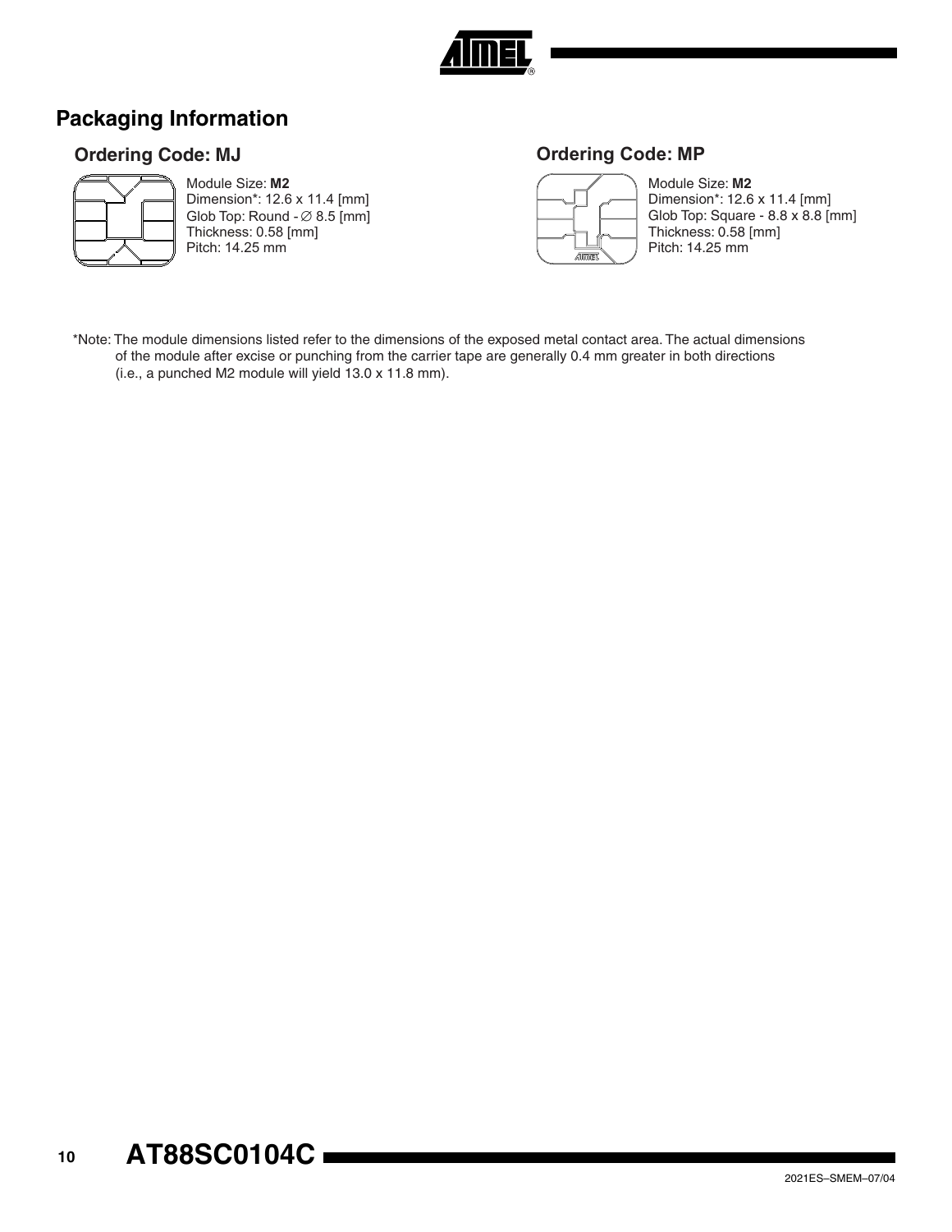# Packaging Information

## Ordering Code: MJ

Module Size: **M2**
Dimension*: 12.6 x 11.4 [mm]
Glob Top: Round - ∅ 8.5 [mm]
Thickness: 0.58 [mm]
Pitch: 14.25 mm

## Ordering Code: MP

Module Size: **M2**
Dimension*: 12.6 x 11.4 [mm]
Glob Top: Square - 8.8 x 8.8 [mm]
Thickness: 0.58 [mm]
Pitch: 14.25 mm

*Note: The module dimensions listed refer to the dimensions of the exposed metal contact area. The actual dimensions of the module after excise or punching from the carrier tape are generally 0.4 mm greater in both directions (i.e., a punched M2 module will yield 13.0 x 11.8 mm).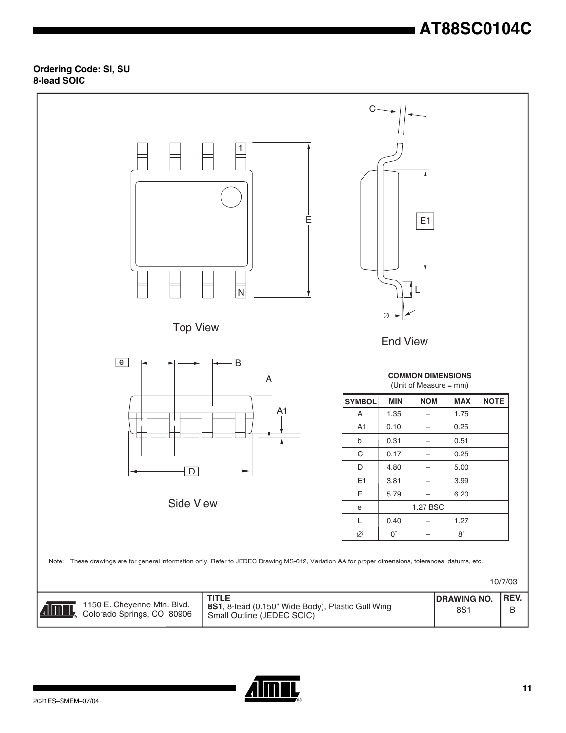**Ordering Code: SI, SU**
**8-lead SOIC**

Top View

End View

Side View

**COMMON DIMENSIONS**
(Unit of Measure = mm)

| SYMBOL | MIN | NOM | MAX | NOTE |
|---|---|---|---|---|
| A | 1.35 | – | 1.75 | |
| A1 | 0.10 | – | 0.25 | |
| b | 0.31 | – | 0.51 | |
| C | 0.17 | – | 0.25 | |
| D | 4.80 | – | 5.00 | |
| E1 | 3.81 | – | 3.99 | |
| E | 5.79 | – | 6.20 | |
| e | | 1.27 BSC | | |
| L | 0.40 | – | 1.27 | |
| ∅ | 0˚ | – | 8˚ | |

Note: These drawings are for general information only. Refer to JEDEC Drawing MS-012, Variation AA for proper dimensions, tolerances, datums, etc.

10/7/03

| 1150 E. Cheyenne Mtn. Blvd. Colorado Springs, CO 80906 | **TITLE** **8S1**, 8-lead (0.150" Wide Body), Plastic Gull Wing Small Outline (JEDEC SOIC) | **DRAWING NO.** 8S1 | **REV.** B |
|---|---|---|---|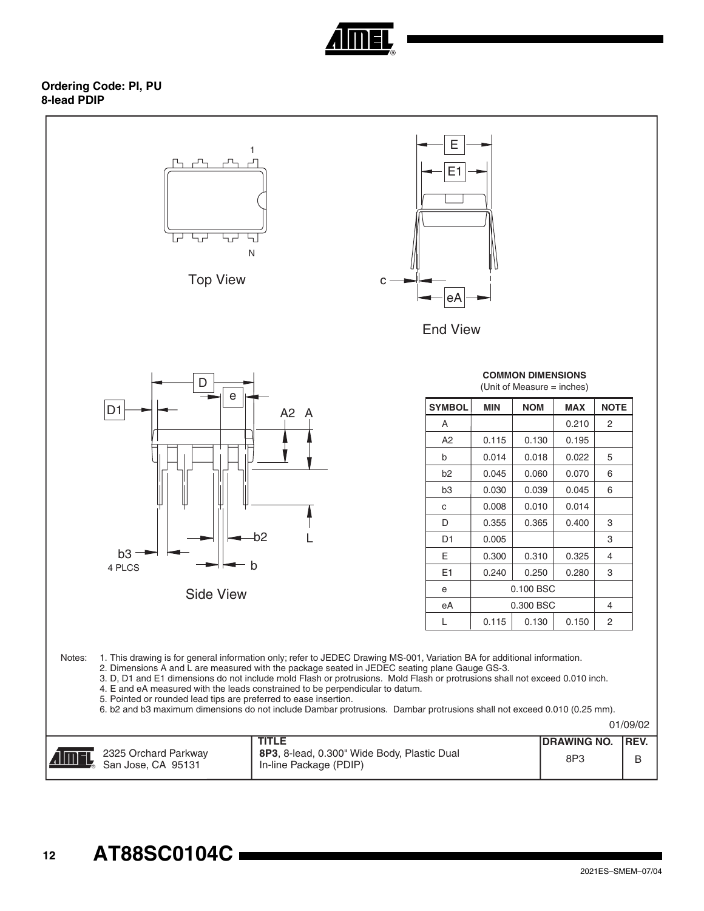**Ordering Code: PI, PU**
**8-lead PDIP**

Top View

End View

Side View

**COMMON DIMENSIONS**
(Unit of Measure = inches)

| SYMBOL | MIN | NOM | MAX | NOTE |
|---|---|---|---|---|
| A | | | 0.210 | 2 |
| A2 | 0.115 | 0.130 | 0.195 | |
| b | 0.014 | 0.018 | 0.022 | 5 |
| b2 | 0.045 | 0.060 | 0.070 | 6 |
| b3 | 0.030 | 0.039 | 0.045 | 6 |
| c | 0.008 | 0.010 | 0.014 | |
| D | 0.355 | 0.365 | 0.400 | 3 |
| D1 | 0.005 | | | 3 |
| E | 0.300 | 0.310 | 0.325 | 4 |
| E1 | 0.240 | 0.250 | 0.280 | 3 |
| e | | 0.100 BSC | | |
| eA | | 0.300 BSC | | 4 |
| L | 0.115 | 0.130 | 0.150 | 2 |

Notes:
1. This drawing is for general information only; refer to JEDEC Drawing MS-001, Variation BA for additional information.
2. Dimensions A and L are measured with the package seated in JEDEC seating plane Gauge GS-3.
3. D, D1 and E1 dimensions do not include mold Flash or protrusions. Mold Flash or protrusions shall not exceed 0.010 inch.
4. E and eA measured with the leads constrained to be perpendicular to datum.
5. Pointed or rounded lead tips are preferred to ease insertion.
6. b2 and b3 maximum dimensions do not include Dambar protrusions. Dambar protrusions shall not exceed 0.010 (0.25 mm).

01/09/02

| | TITLE | DRAWING NO. | REV. |
|---|---|---|---|
| 2325 Orchard Parkway San Jose, CA 95131 | **8P3**, 8-lead, 0.300" Wide Body, Plastic Dual In-line Package (PDIP) | 8P3 | B |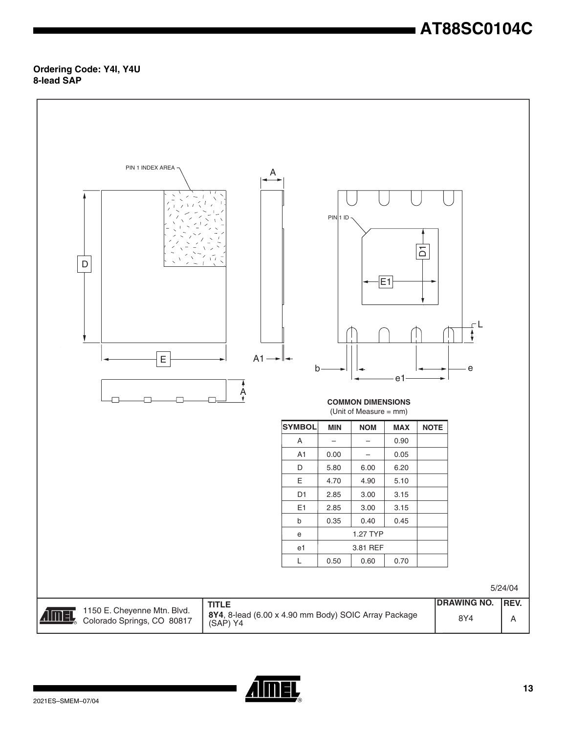**Ordering Code: Y4I, Y4U**
**8-lead SAP**

PIN 1 INDEX AREA

PIN 1 ID

**COMMON DIMENSIONS**
(Unit of Measure = mm)

| SYMBOL | MIN | NOM | MAX | NOTE |
|---|---|---|---|---|
| A | – | – | 0.90 | |
| A1 | 0.00 | – | 0.05 | |
| D | 5.80 | 6.00 | 6.20 | |
| E | 4.70 | 4.90 | 5.10 | |
| D1 | 2.85 | 3.00 | 3.15 | |
| E1 | 2.85 | 3.00 | 3.15 | |
| b | 0.35 | 0.40 | 0.45 | |
| e | | 1.27 TYP | | |
| e1 | | 3.81 REF | | |
| L | 0.50 | 0.60 | 0.70 | |

5/24/04

| | TITLE | DRAWING NO. | REV. |
|---|---|---|---|
| 1150 E. Cheyenne Mtn. Blvd. Colorado Springs, CO 80817 | **8Y4**, 8-lead (6.00 x 4.90 mm Body) SOIC Array Package (SAP) Y4 | 8Y4 | A |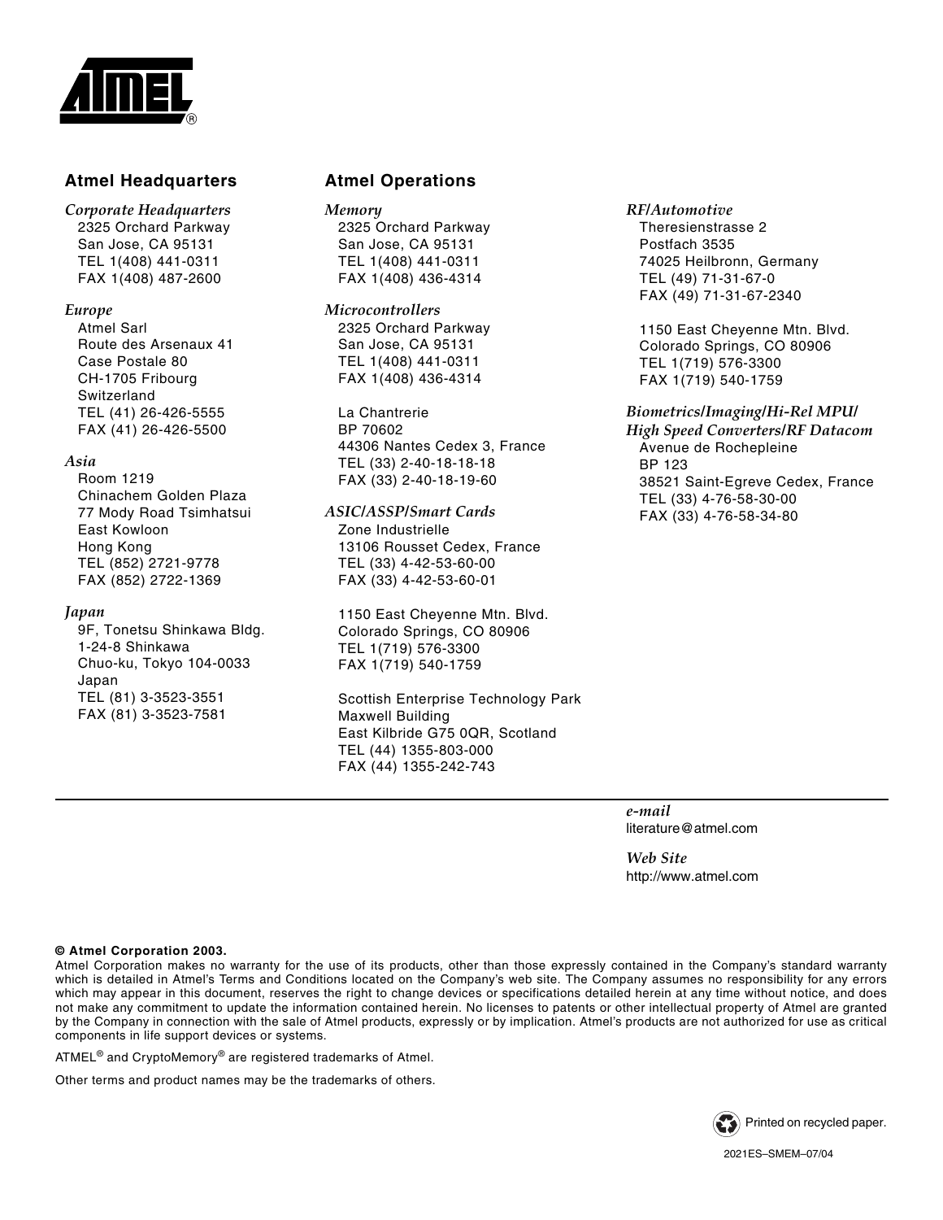## Atmel Headquarters

*Corporate Headquarters*
2325 Orchard Parkway
San Jose, CA 95131
TEL 1(408) 441-0311
FAX 1(408) 487-2600

*Europe*
Atmel Sarl
Route des Arsenaux 41
Case Postale 80
CH-1705 Fribourg
Switzerland
TEL (41) 26-426-5555
FAX (41) 26-426-5500

*Asia*
Room 1219
Chinachem Golden Plaza
77 Mody Road Tsimhatsui
East Kowloon
Hong Kong
TEL (852) 2721-9778
FAX (852) 2722-1369

*Japan*
9F, Tonetsu Shinkawa Bldg.
1-24-8 Shinkawa
Chuo-ku, Tokyo 104-0033
Japan
TEL (81) 3-3523-3551
FAX (81) 3-3523-7581

## Atmel Operations

*Memory*
2325 Orchard Parkway
San Jose, CA 95131
TEL 1(408) 441-0311
FAX 1(408) 436-4314

*Microcontrollers*
2325 Orchard Parkway
San Jose, CA 95131
TEL 1(408) 441-0311
FAX 1(408) 436-4314

La Chantrerie
BP 70602
44306 Nantes Cedex 3, France
TEL (33) 2-40-18-18-18
FAX (33) 2-40-18-19-60

*ASIC/ASSP/Smart Cards*
Zone Industrielle
13106 Rousset Cedex, France
TEL (33) 4-42-53-60-00
FAX (33) 4-42-53-60-01

1150 East Cheyenne Mtn. Blvd.
Colorado Springs, CO 80906
TEL 1(719) 576-3300
FAX 1(719) 540-1759

Scottish Enterprise Technology Park
Maxwell Building
East Kilbride G75 0QR, Scotland
TEL (44) 1355-803-000
FAX (44) 1355-242-743

*RF/Automotive*
Theresienstrasse 2
Postfach 3535
74025 Heilbronn, Germany
TEL (49) 71-31-67-0
FAX (49) 71-31-67-2340

1150 East Cheyenne Mtn. Blvd.
Colorado Springs, CO 80906
TEL 1(719) 576-3300
FAX 1(719) 540-1759

*Biometrics/Imaging/Hi-Rel MPU/ High Speed Converters/RF Datacom*
Avenue de Rochepleine
BP 123
38521 Saint-Egreve Cedex, France
TEL (33) 4-76-58-30-00
FAX (33) 4-76-58-34-80

---

*e-mail*
literature@atmel.com

*Web Site*
http://www.atmel.com

**© Atmel Corporation 2003.**
Atmel Corporation makes no warranty for the use of its products, other than those expressly contained in the Company's standard warranty which is detailed in Atmel's Terms and Conditions located on the Company's web site. The Company assumes no responsibility for any errors which may appear in this document, reserves the right to change devices or specifications detailed herein at any time without notice, and does not make any commitment to update the information contained herein. No licenses to patents or other intellectual property of Atmel are granted by the Company in connection with the sale of Atmel products, expressly or by implication. Atmel's products are not authorized for use as critical components in life support devices or systems.

ATMEL® and CryptoMemory® are registered trademarks of Atmel.

Other terms and product names may be the trademarks of others.

Printed on recycled paper.

2021ES–SMEM–07/04